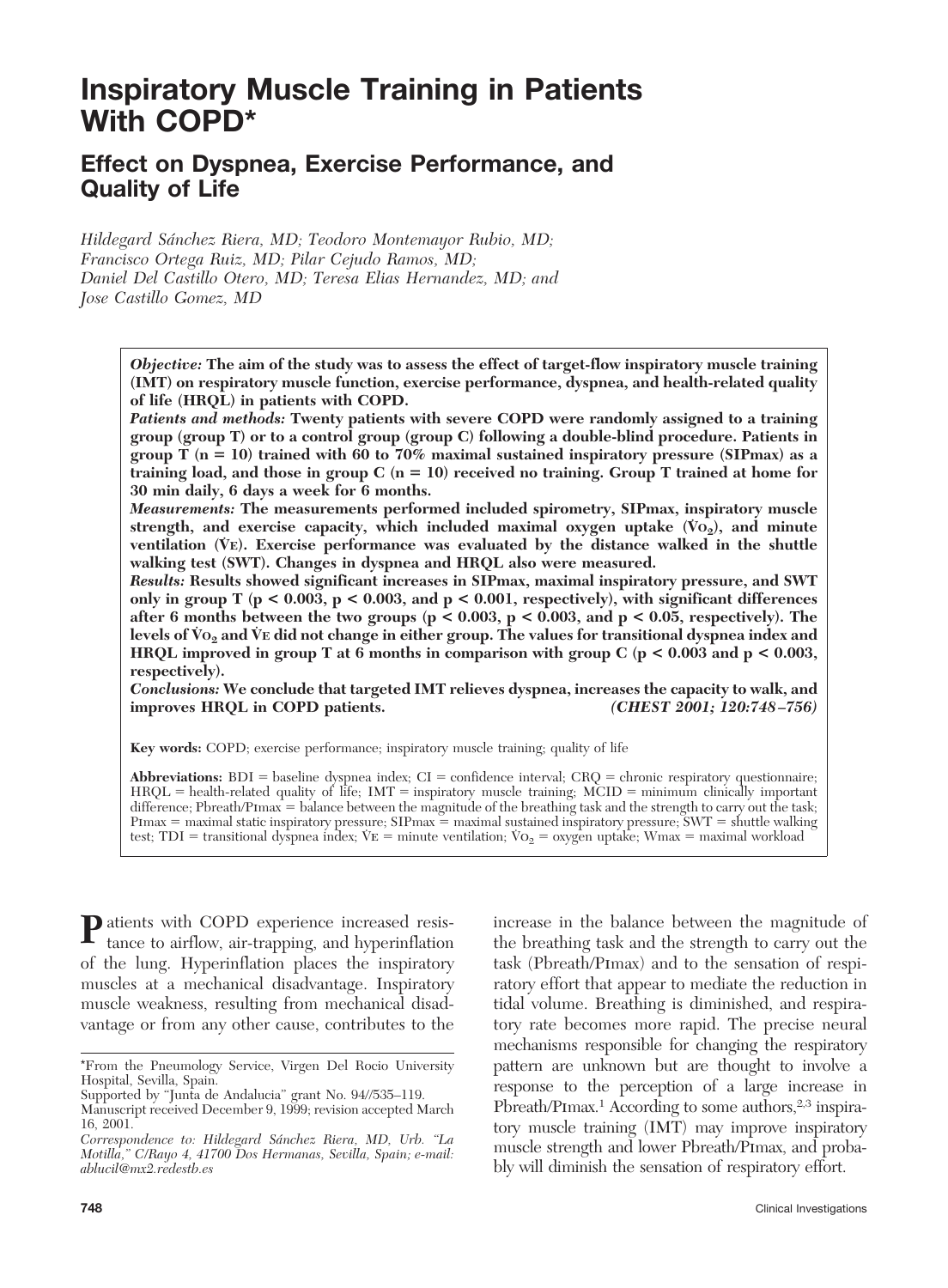# Inspiratory Muscle Training in Patients With COPD*

## Effect on Dyspnea, Exercise Performance, and Quality of Life

*Hildegard Sánchez Riera, MD; Teodoro Montemayor Rubio, MD; Francisco Ortega Ruiz, MD; Pilar Cejudo Ramos, MD; Daniel Del Castillo Otero, MD; Teresa Elias Hernandez, MD; and Jose Castillo Gomez, MD*

***Objective:*** **The aim of the study was to assess the effect of target-flow inspiratory muscle training (IMT) on respiratory muscle function, exercise performance, dyspnea, and health-related quality of life (HRQL) in patients with COPD.**

***Patients and methods:*** **Twenty patients with severe COPD were randomly assigned to a training group (group T) or to a control group (group C) following a double-blind procedure. Patients in group T (n = 10) trained with 60 to 70% maximal sustained inspiratory pressure (SIPmax) as a training load, and those in group C (n = 10) received no training. Group T trained at home for 30 min daily, 6 days a week for 6 months.**

***Measurements:*** **The measurements performed included spirometry, SIPmax, inspiratory muscle strength, and exercise capacity, which included maximal oxygen uptake ($\dot{V}O_2$), and minute ventilation ($\dot{V}E$). Exercise performance was evaluated by the distance walked in the shuttle walking test (SWT). Changes in dyspnea and HRQL also were measured.**

***Results:*** **Results showed significant increases in SIPmax, maximal inspiratory pressure, and SWT only in group T ($p < 0.003$, $p < 0.003$, and $p < 0.001$, respectively), with significant differences after 6 months between the two groups ($p < 0.003$, $p < 0.003$, and $p < 0.05$, respectively). The levels of $\dot{V}O_2$ and $\dot{V}E$ did not change in either group. The values for transitional dyspnea index and HRQL improved in group T at 6 months in comparison with group C ($p < 0.003$ and $p < 0.003$, respectively).**

***Conclusions:*** **We conclude that targeted IMT relieves dyspnea, increases the capacity to walk, and improves HRQL in COPD patients.** ***(CHEST 2001; 120:748–756)***

**Key words:** COPD; exercise performance; inspiratory muscle training; quality of life

**Abbreviations:** BDI = baseline dyspnea index; CI = confidence interval; CRQ = chronic respiratory questionnaire; HRQL = health-related quality of life; IMT = inspiratory muscle training; MCID = minimum clinically important difference; Pbreath/PImax = balance between the magnitude of the breathing task and the strength to carry out the task; PImax = maximal static inspiratory pressure; SIPmax = maximal sustained inspiratory pressure; SWT = shuttle walking test; TDI = transitional dyspnea index; $\dot{V}E$ = minute ventilation; $\dot{V}O_2$ = oxygen uptake; Wmax = maximal workload

Patients with COPD experience increased resistance to airflow, air-trapping, and hyperinflation of the lung. Hyperinflation places the inspiratory muscles at a mechanical disadvantage. Inspiratory muscle weakness, resulting from mechanical disadvantage or from any other cause, contributes to the increase in the balance between the magnitude of the breathing task and the strength to carry out the task (Pbreath/PImax) and to the sensation of respiratory effort that appear to mediate the reduction in tidal volume. Breathing is diminished, and respiratory rate becomes more rapid. The precise neural mechanisms responsible for changing the respiratory pattern are unknown but are thought to involve a response to the perception of a large increase in Pbreath/PImax.[1] According to some authors,[2,3] inspiratory muscle training (IMT) may improve inspiratory muscle strength and lower Pbreath/PImax, and probably will diminish the sensation of respiratory effort.

*From the Pneumology Service, Virgen Del Rocio University Hospital, Sevilla, Spain.
Supported by "Junta de Andalucia" grant No. 94//535–119.
Manuscript received December 9, 1999; revision accepted March 16, 2001.
*Correspondence to: Hildegard Sánchez Riera, MD, Urb. "La Motilla," C/Rayo 4, 41700 Dos Hermanas, Sevilla, Spain; e-mail: ablucil@mx2.redestb.es*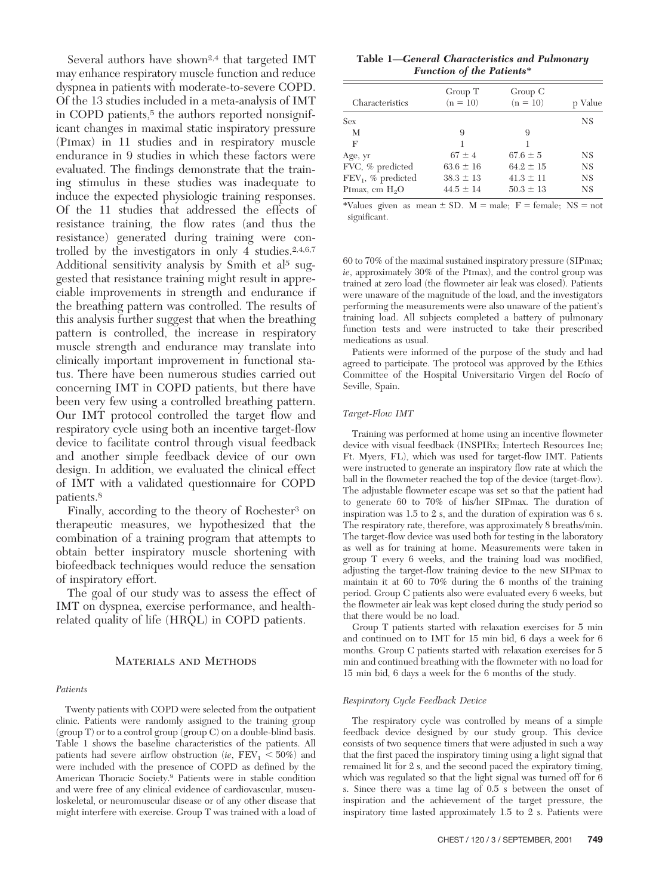Several authors have shown[2,4] that targeted IMT may enhance respiratory muscle function and reduce dyspnea in patients with moderate-to-severe COPD. Of the 13 studies included in a meta-analysis of IMT in COPD patients,[5] the authors reported nonsignificant changes in maximal static inspiratory pressure (PImax) in 11 studies and in respiratory muscle endurance in 9 studies in which these factors were evaluated. The findings demonstrate that the training stimulus in these studies was inadequate to induce the expected physiologic training responses. Of the 11 studies that addressed the effects of resistance training, the flow rates (and thus the resistance) generated during training were controlled by the investigators in only 4 studies.[2,4,6,7] Additional sensitivity analysis by Smith et al[5] suggested that resistance training might result in appreciable improvements in strength and endurance if the breathing pattern was controlled. The results of this analysis further suggest that when the breathing pattern is controlled, the increase in respiratory muscle strength and endurance may translate into clinically important improvement in functional status. There have been numerous studies carried out concerning IMT in COPD patients, but there have been very few using a controlled breathing pattern. Our IMT protocol controlled the target flow and respiratory cycle using both an incentive target-flow device to facilitate control through visual feedback and another simple feedback device of our own design. In addition, we evaluated the clinical effect of IMT with a validated questionnaire for COPD patients.[8]

Finally, according to the theory of Rochester[3] on therapeutic measures, we hypothesized that the combination of a training program that attempts to obtain better inspiratory muscle shortening with biofeedback techniques would reduce the sensation of inspiratory effort.

The goal of our study was to assess the effect of IMT on dyspnea, exercise performance, and health-related quality of life (HRQL) in COPD patients.

## Materials and Methods

### *Patients*

Twenty patients with COPD were selected from the outpatient clinic. Patients were randomly assigned to the training group (group T) or to a control group (group C) on a double-blind basis. Table 1 shows the baseline characteristics of the patients. All patients had severe airflow obstruction (*ie*, $FEV_1 < 50\%$) and were included with the presence of COPD as defined by the American Thoracic Society.[9] Patients were in stable condition and were free of any clinical evidence of cardiovascular, musculoskeletal, or neuromuscular disease or of any other disease that might interfere with exercise. Group T was trained with a load of 60 to 70% of the maximal sustained inspiratory pressure (SIPmax; *ie*, approximately 30% of the PImax), and the control group was trained at zero load (the flowmeter air leak was closed). Patients were unaware of the magnitude of the load, and the investigators performing the measurements were also unaware of the patient's training load. All subjects completed a battery of pulmonary function tests and were instructed to take their prescribed medications as usual.

**Table 1—*General Characteristics and Pulmonary Function of the Patients****

| Characteristics | Group T (n = 10) | Group C (n = 10) | p Value |
|---|---|---|---|
| Sex | | | NS |
| M | 9 | 9 | |
| F | 1 | 1 | |
| Age, yr | 67 ± 4 | 67.6 ± 5 | NS |
| FVC, % predicted | 63.6 ± 16 | 64.2 ± 15 | NS |
| $FEV_1$, % predicted | 38.3 ± 13 | 41.3 ± 11 | NS |
| PImax, cm $H_2O$ | 44.5 ± 14 | 50.3 ± 13 | NS |

*Values given as mean ± SD. M = male; F = female; NS = not significant.

Patients were informed of the purpose of the study and had agreed to participate. The protocol was approved by the Ethics Committee of the Hospital Universitario Virgen del Rocío of Seville, Spain.

### *Target-Flow IMT*

Training was performed at home using an incentive flowmeter device with visual feedback (INSPIRx; Intertech Resources Inc; Ft. Myers, FL), which was used for target-flow IMT. Patients were instructed to generate an inspiratory flow rate at which the ball in the flowmeter reached the top of the device (target-flow). The adjustable flowmeter escape was set so that the patient had to generate 60 to 70% of his/her SIPmax. The duration of inspiration was 1.5 to 2 s, and the duration of expiration was 6 s. The respiratory rate, therefore, was approximately 8 breaths/min. The target-flow device was used both for testing in the laboratory as well as for training at home. Measurements were taken in group T every 6 weeks, and the training load was modified, adjusting the target-flow training device to the new SIPmax to maintain it at 60 to 70% during the 6 months of the training period. Group C patients also were evaluated every 6 weeks, but the flowmeter air leak was kept closed during the study period so that there would be no load.

Group T patients started with relaxation exercises for 5 min and continued on to IMT for 15 min bid, 6 days a week for 6 months. Group C patients started with relaxation exercises for 5 min and continued breathing with the flowmeter with no load for 15 min bid, 6 days a week for the 6 months of the study.

### *Respiratory Cycle Feedback Device*

The respiratory cycle was controlled by means of a simple feedback device designed by our study group. This device consists of two sequence timers that were adjusted in such a way that the first paced the inspiratory timing using a light signal that remained lit for 2 s, and the second paced the expiratory timing, which was regulated so that the light signal was turned off for 6 s. Since there was a time lag of 0.5 s between the onset of inspiration and the achievement of the target pressure, the inspiratory time lasted approximately 1.5 to 2 s. Patients were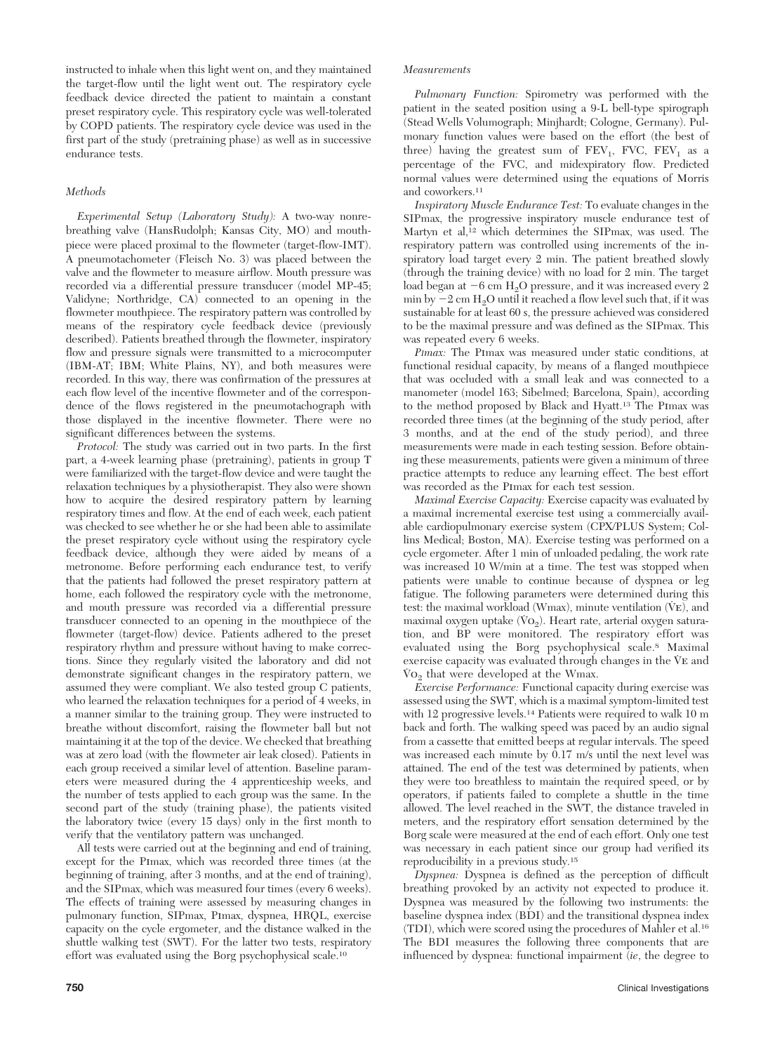instructed to inhale when this light went on, and they maintained the target-flow until the light went out. The respiratory cycle feedback device directed the patient to maintain a constant preset respiratory cycle. This respiratory cycle was well-tolerated by COPD patients. The respiratory cycle device was used in the first part of the study (pretraining phase) as well as in successive endurance tests.

### *Methods*

*Experimental Setup (Laboratory Study):* A two-way nonrebreathing valve (HansRudolph; Kansas City, MO) and mouthpiece were placed proximal to the flowmeter (target-flow-IMT). A pneumotachometer (Fleisch No. 3) was placed between the valve and the flowmeter to measure airflow. Mouth pressure was recorded via a differential pressure transducer (model MP-45; Validyne; Northridge, CA) connected to an opening in the flowmeter mouthpiece. The respiratory pattern was controlled by means of the respiratory cycle feedback device (previously described). Patients breathed through the flowmeter, inspiratory flow and pressure signals were transmitted to a microcomputer (IBM-AT; IBM; White Plains, NY), and both measures were recorded. In this way, there was confirmation of the pressures at each flow level of the incentive flowmeter and of the correspondence of the flows registered in the pneumotachograph with those displayed in the incentive flowmeter. There were no significant differences between the systems.

*Protocol:* The study was carried out in two parts. In the first part, a 4-week learning phase (pretraining), patients in group T were familiarized with the target-flow device and were taught the relaxation techniques by a physiotherapist. They also were shown how to acquire the desired respiratory pattern by learning respiratory times and flow. At the end of each week, each patient was checked to see whether he or she had been able to assimilate the preset respiratory cycle without using the respiratory cycle feedback device, although they were aided by means of a metronome. Before performing each endurance test, to verify that the patients had followed the preset respiratory pattern at home, each followed the respiratory cycle with the metronome, and mouth pressure was recorded via a differential pressure transducer connected to an opening in the mouthpiece of the flowmeter (target-flow) device. Patients adhered to the preset respiratory rhythm and pressure without having to make corrections. Since they regularly visited the laboratory and did not demonstrate significant changes in the respiratory pattern, we assumed they were compliant. We also tested group C patients, who learned the relaxation techniques for a period of 4 weeks, in a manner similar to the training group. They were instructed to breathe without discomfort, raising the flowmeter ball but not maintaining it at the top of the device. We checked that breathing was at zero load (with the flowmeter air leak closed). Patients in each group received a similar level of attention. Baseline parameters were measured during the 4 apprenticeship weeks, and the number of tests applied to each group was the same. In the second part of the study (training phase), the patients visited the laboratory twice (every 15 days) only in the first month to verify that the ventilatory pattern was unchanged.

All tests were carried out at the beginning and end of training, except for the PImax, which was recorded three times (at the beginning of training, after 3 months, and at the end of training), and the SIPmax, which was measured four times (every 6 weeks). The effects of training were assessed by measuring changes in pulmonary function, SIPmax, PImax, dyspnea, HRQL, exercise capacity on the cycle ergometer, and the distance walked in the shuttle walking test (SWT). For the latter two tests, respiratory effort was evaluated using the Borg psychophysical scale.[10]

### *Measurements*

*Pulmonary Function:* Spirometry was performed with the patient in the seated position using a 9-L bell-type spirograph (Stead Wells Volumograph; Minjhardt; Cologne, Germany). Pulmonary function values were based on the effort (the best of three) having the greatest sum of $FEV_1$, FVC, $FEV_1$ as a percentage of the FVC, and midexpiratory flow. Predicted normal values were determined using the equations of Morris and coworkers.[11]

*Inspiratory Muscle Endurance Test:* To evaluate changes in the SIPmax, the progressive inspiratory muscle endurance test of Martyn et al,[12] which determines the SIPmax, was used. The respiratory pattern was controlled using increments of the inspiratory load target every 2 min. The patient breathed slowly (through the training device) with no load for 2 min. The target load began at $-6$ cm $H_2O$ pressure, and it was increased every 2 min by $-2$ cm $H_2O$ until it reached a flow level such that, if it was sustainable for at least 60 s, the pressure achieved was considered to be the maximal pressure and was defined as the SIPmax. This was repeated every 6 weeks.

*PImax:* The PImax was measured under static conditions, at functional residual capacity, by means of a flanged mouthpiece that was occluded with a small leak and was connected to a manometer (model 163; Sibelmed; Barcelona, Spain), according to the method proposed by Black and Hyatt.[13] The PImax was recorded three times (at the beginning of the study period, after 3 months, and at the end of the study period), and three measurements were made in each testing session. Before obtaining these measurements, patients were given a minimum of three practice attempts to reduce any learning effect. The best effort was recorded as the PImax for each test session.

*Maximal Exercise Capacity:* Exercise capacity was evaluated by a maximal incremental exercise test using a commercially available cardiopulmonary exercise system (CPX/PLUS System; Collins Medical; Boston, MA). Exercise testing was performed on a cycle ergometer. After 1 min of unloaded pedaling, the work rate was increased 10 W/min at a time. The test was stopped when patients were unable to continue because of dyspnea or leg fatigue. The following parameters were determined during this test: the maximal workload (Wmax), minute ventilation ($\dot{V}E$), and maximal oxygen uptake ($\dot{V}O_2$). Heart rate, arterial oxygen saturation, and BP were monitored. The respiratory effort was evaluated using the Borg psychophysical scale.[8] Maximal exercise capacity was evaluated through changes in the $\dot{V}E$ and $\dot{V}O_2$ that were developed at the Wmax.

*Exercise Performance:* Functional capacity during exercise was assessed using the SWT, which is a maximal symptom-limited test with 12 progressive levels.[14] Patients were required to walk 10 m back and forth. The walking speed was paced by an audio signal from a cassette that emitted beeps at regular intervals. The speed was increased each minute by 0.17 m/s until the next level was attained. The end of the test was determined by patients, when they were too breathless to maintain the required speed, or by operators, if patients failed to complete a shuttle in the time allowed. The level reached in the SWT, the distance traveled in meters, and the respiratory effort sensation determined by the Borg scale were measured at the end of each effort. Only one test was necessary in each patient since our group had verified its reproducibility in a previous study.[15]

*Dyspnea:* Dyspnea is defined as the perception of difficult breathing provoked by an activity not expected to produce it. Dyspnea was measured by the following two instruments: the baseline dyspnea index (BDI) and the transitional dyspnea index (TDI), which were scored using the procedures of Mahler et al.[16] The BDI measures the following three components that are influenced by dyspnea: functional impairment (*ie*, the degree to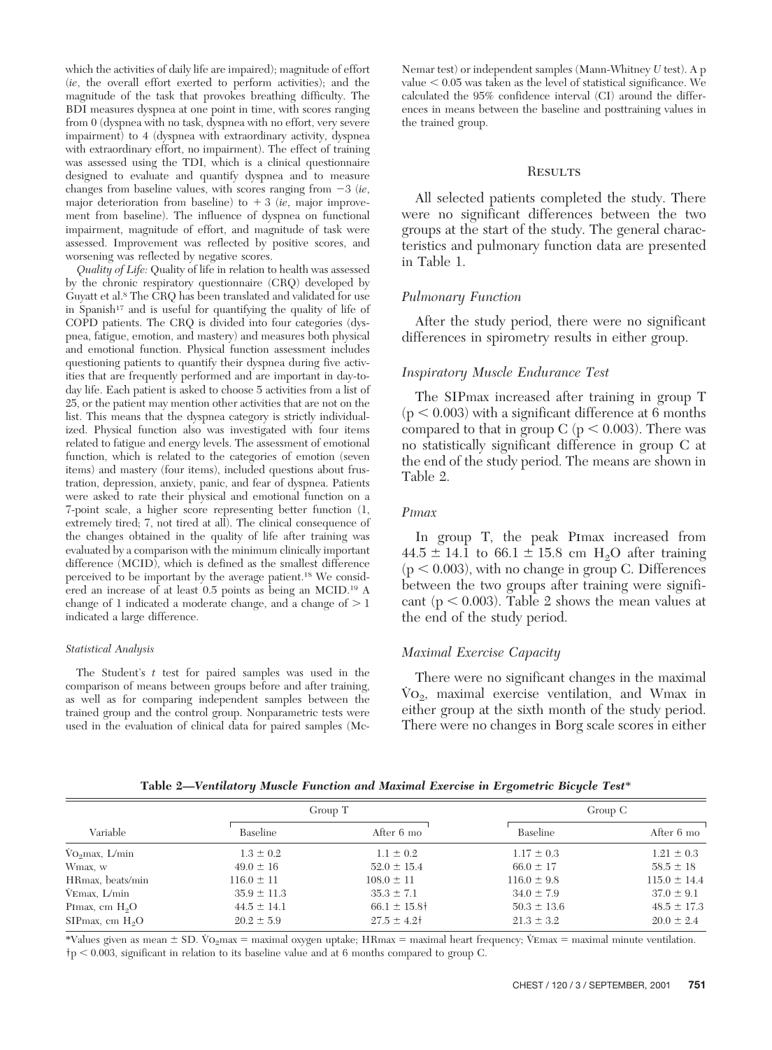which the activities of daily life are impaired); magnitude of effort (*ie*, the overall effort exerted to perform activities); and the magnitude of the task that provokes breathing difficulty. The BDI measures dyspnea at one point in time, with scores ranging from 0 (dyspnea with no task, dyspnea with no effort, very severe impairment) to 4 (dyspnea with extraordinary activity, dyspnea with extraordinary effort, no impairment). The effect of training was assessed using the TDI, which is a clinical questionnaire designed to evaluate and quantify dyspnea and to measure changes from baseline values, with scores ranging from $-3$ (*ie*, major deterioration from baseline) to $+3$ (*ie*, major improvement from baseline). The influence of dyspnea on functional impairment, magnitude of effort, and magnitude of task were assessed. Improvement was reflected by positive scores, and worsening was reflected by negative scores.

*Quality of Life:* Quality of life in relation to health was assessed by the chronic respiratory questionnaire (CRQ) developed by Guyatt et al.[8] The CRQ has been translated and validated for use in Spanish[17] and is useful for quantifying the quality of life of COPD patients. The CRQ is divided into four categories (dyspnea, fatigue, emotion, and mastery) and measures both physical and emotional function. Physical function assessment includes questioning patients to quantify their dyspnea during five activities that are frequently performed and are important in day-to-day life. Each patient is asked to choose 5 activities from a list of 25, or the patient may mention other activities that are not on the list. This means that the dyspnea category is strictly individualized. Physical function also was investigated with four items related to fatigue and energy levels. The assessment of emotional function, which is related to the categories of emotion (seven items) and mastery (four items), included questions about frustration, depression, anxiety, panic, and fear of dyspnea. Patients were asked to rate their physical and emotional function on a 7-point scale, a higher score representing better function (1, extremely tired; 7, not tired at all). The clinical consequence of the changes obtained in the quality of life after training was evaluated by a comparison with the minimum clinically important difference (MCID), which is defined as the smallest difference perceived to be important by the average patient.[18] We considered an increase of at least 0.5 points as being an MCID.[19] A change of 1 indicated a moderate change, and a change of $> 1$ indicated a large difference.

#### Statistical Analysis

The Student's *t* test for paired samples was used in the comparison of means between groups before and after training, as well as for comparing independent samples between the trained group and the control group. Nonparametric tests were used in the evaluation of clinical data for paired samples (McNemar test) or independent samples (Mann-Whitney *U* test). A p value $< 0.05$ was taken as the level of statistical significance. We calculated the 95% confidence interval (CI) around the differences in means between the baseline and posttraining values in the trained group.

## Results

All selected patients completed the study. There were no significant differences between the two groups at the start of the study. The general characteristics and pulmonary function data are presented in Table 1.

### *Pulmonary Function*

After the study period, there were no significant differences in spirometry results in either group.

### *Inspiratory Muscle Endurance Test*

The SIPmax increased after training in group T ($p < 0.003$) with a significant difference at 6 months compared to that in group C ($p < 0.003$). There was no statistically significant difference in group C at the end of the study period. The means are shown in Table 2.

### *PImax*

In group T, the peak PImax increased from $44.5 \pm 14.1$ to $66.1 \pm 15.8$ cm $H_2O$ after training ($p < 0.003$), with no change in group C. Differences between the two groups after training were significant ($p < 0.003$). Table 2 shows the mean values at the end of the study period.

### *Maximal Exercise Capacity*

There were no significant changes in the maximal $\dot{V}O_2$, maximal exercise ventilation, and Wmax in either group at the sixth month of the study period. There were no changes in Borg scale scores in either

**Table 2—*Ventilatory Muscle Function and Maximal Exercise in Ergometric Bicycle Test****

| Variable | Group T | | Group C | |
|---|---|---|---|---|
| | Baseline | After 6 mo | Baseline | After 6 mo |
| $\dot{V}O_2$max, L/min | $1.3 \pm 0.2$ | $1.1 \pm 0.2$ | $1.17 \pm 0.3$ | $1.21 \pm 0.3$ |
| Wmax, w | $49.0 \pm 16$ | $52.0 \pm 15.4$ | $66.0 \pm 17$ | $58.5 \pm 18$ |
| HRmax, beats/min | $116.0 \pm 11$ | $108.0 \pm 11$ | $116.0 \pm 9.8$ | $115.0 \pm 14.4$ |
| $\dot{V}$Emax, L/min | $35.9 \pm 11.3$ | $35.3 \pm 7.1$ | $34.0 \pm 7.9$ | $37.0 \pm 9.1$ |
| PImax, cm $H_2O$ | $44.5 \pm 14.1$ | $66.1 \pm 15.8$† | $50.3 \pm 13.6$ | $48.5 \pm 17.3$ |
| SIPmax, cm $H_2O$ | $20.2 \pm 5.9$ | $27.5 \pm 4.2$† | $21.3 \pm 3.2$ | $20.0 \pm 2.4$ |

*Values given as mean ± SD. $\dot{V}O_2$max = maximal oxygen uptake; HRmax = maximal heart frequency; $\dot{V}$Emax = maximal minute ventilation.
†$p < 0.003$, significant in relation to its baseline value and at 6 months compared to group C.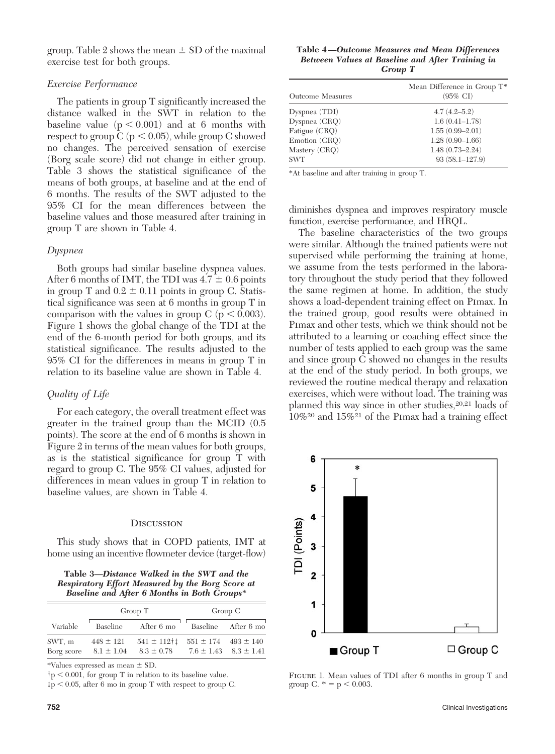group. Table 2 shows the mean ± SD of the maximal exercise test for both groups.

### *Exercise Performance*

The patients in group T significantly increased the distance walked in the SWT in relation to the baseline value ($p < 0.001$) and at 6 months with respect to group C ($p < 0.05$), while group C showed no changes. The perceived sensation of exercise (Borg scale score) did not change in either group. Table 3 shows the statistical significance of the means of both groups, at baseline and at the end of 6 months. The results of the SWT adjusted to the 95% CI for the mean differences between the baseline values and those measured after training in group T are shown in Table 4.

### *Dyspnea*

Both groups had similar baseline dyspnea values. After 6 months of IMT, the TDI was 4.7 ± 0.6 points in group T and 0.2 ± 0.11 points in group C. Statistical significance was seen at 6 months in group T in comparison with the values in group C ($p < 0.003$). Figure 1 shows the global change of the TDI at the end of the 6-month period for both groups, and its statistical significance. The results adjusted to the 95% CI for the differences in means in group T in relation to its baseline value are shown in Table 4.

### *Quality of Life*

For each category, the overall treatment effect was greater in the trained group than the MCID (0.5 points). The score at the end of 6 months is shown in Figure 2 in terms of the mean values for both groups, as is the statistical significance for group T with regard to group C. The 95% CI values, adjusted for differences in mean values in group T in relation to baseline values, are shown in Table 4.

## Discussion

This study shows that in COPD patients, IMT at home using an incentive flowmeter device (target-flow) diminishes dyspnea and improves respiratory muscle function, exercise performance, and HRQL.

The baseline characteristics of the two groups were similar. Although the trained patients were not supervised while performing the training at home, we assume from the tests performed in the laboratory throughout the study period that they followed the same regimen at home. In addition, the study shows a load-dependent training effect on PImax. In the trained group, good results were obtained in PImax and other tests, which we think should not be attributed to a learning or coaching effect since the number of tests applied to each group was the same and since group C showed no changes in the results at the end of the study period. In both groups, we reviewed the routine medical therapy and relaxation exercises, which were without load. The training was planned this way since in other studies,[20,21] loads of 10%[20] and 15%[21] of the PImax had a training effect

**Table 3—*Distance Walked in the SWT and the Respiratory Effort Measured by the Borg Score at Baseline and After 6 Months in Both Groups****

| Variable | Group T | | Group C | |
|---|---|---|---|---|
| | Baseline | After 6 mo | Baseline | After 6 mo |
| SWT, m | 448 ± 121 | 541 ± 112†‡ | 551 ± 174 | 493 ± 140 |
| Borg score | 8.1 ± 1.04 | 8.3 ± 0.78 | 7.6 ± 1.43 | 8.3 ± 1.41 |

*Values expressed as mean ± SD.
†$p < 0.001$, for group T in relation to its baseline value.
‡$p < 0.05$, after 6 mo in group T with respect to group C.

**Table 4—*Outcome Measures and Mean Differences Between Values at Baseline and After Training in Group T***

| Outcome Measures | Mean Difference in Group T* (95% CI) |
|---|---|
| Dyspnea (TDI) | 4.7 (4.2–5.2) |
| Dyspnea (CRQ) | 1.6 (0.41–1.78) |
| Fatigue (CRQ) | 1.55 (0.99–2.01) |
| Emotion (CRQ) | 1.28 (0.90–1.66) |
| Mastery (CRQ) | 1.48 (0.73–2.24) |
| SWT | 93 (58.1–127.9) |

*At baseline and after training in group T.

Figure 1. Mean values of TDI after 6 months in group T and group C. * = $p < 0.003$.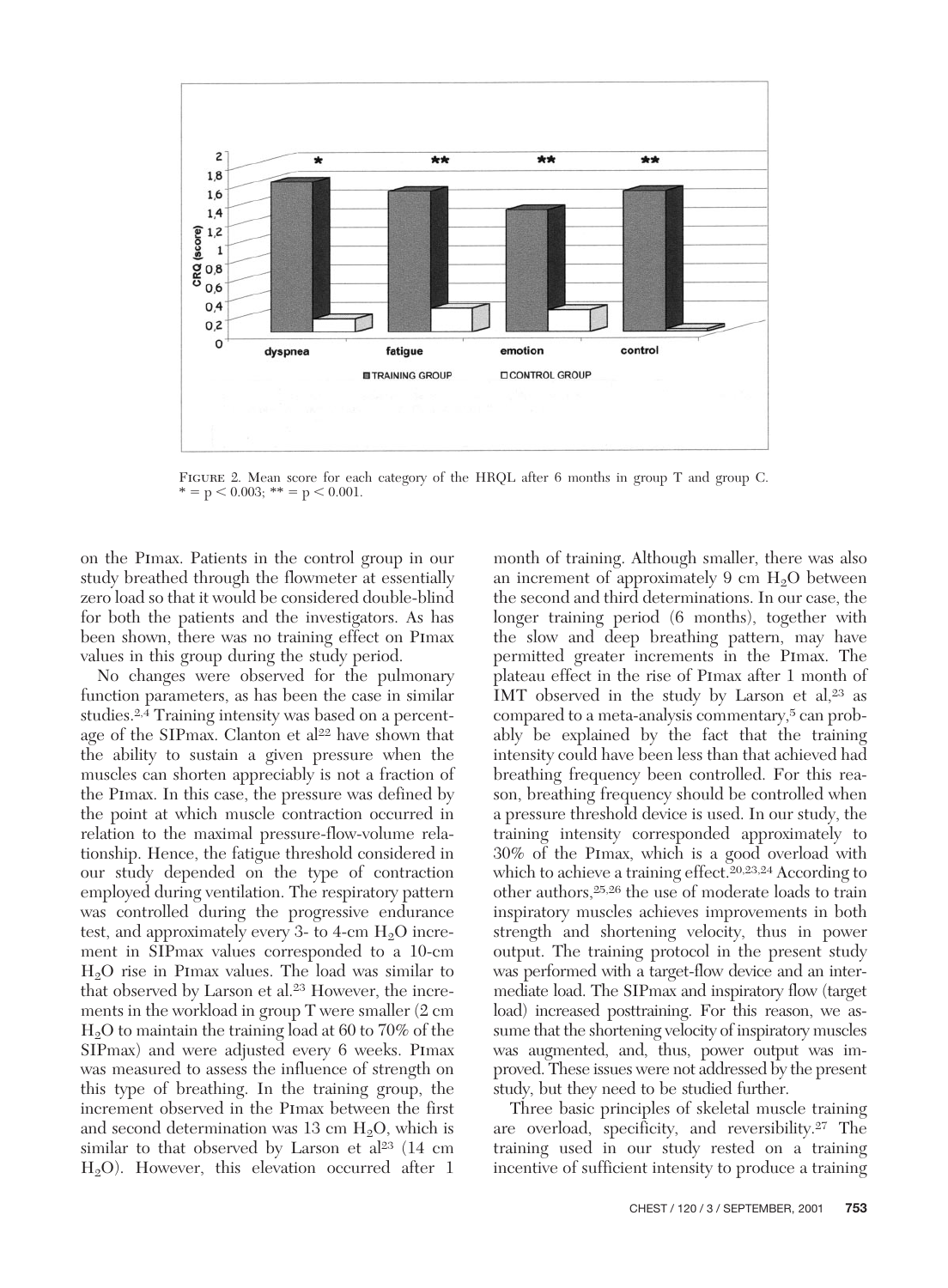FIGURE 2. Mean score for each category of the HRQL after 6 months in group T and group C. * = $p < 0.003$; ** = $p < 0.001$.

on the PImax. Patients in the control group in our study breathed through the flowmeter at essentially zero load so that it would be considered double-blind for both the patients and the investigators. As has been shown, there was no training effect on PImax values in this group during the study period.

No changes were observed for the pulmonary function parameters, as has been the case in similar studies.[2,4] Training intensity was based on a percentage of the SIPmax. Clanton et al[22] have shown that the ability to sustain a given pressure when the muscles can shorten appreciably is not a fraction of the PImax. In this case, the pressure was defined by the point at which muscle contraction occurred in relation to the maximal pressure-flow-volume relationship. Hence, the fatigue threshold considered in our study depended on the type of contraction employed during ventilation. The respiratory pattern was controlled during the progressive endurance test, and approximately every 3- to 4-cm $H_2O$ increment in SIPmax values corresponded to a 10-cm $H_2O$ rise in PImax values. The load was similar to that observed by Larson et al.[23] However, the increments in the workload in group T were smaller (2 cm $H_2O$ to maintain the training load at 60 to 70% of the SIPmax) and were adjusted every 6 weeks. PImax was measured to assess the influence of strength on this type of breathing. In the training group, the increment observed in the PImax between the first and second determination was 13 cm $H_2O$, which is similar to that observed by Larson et al[23] (14 cm $H_2O$). However, this elevation occurred after 1 month of training. Although smaller, there was also an increment of approximately 9 cm $H_2O$ between the second and third determinations. In our case, the longer training period (6 months), together with the slow and deep breathing pattern, may have permitted greater increments in the PImax. The plateau effect in the rise of PImax after 1 month of IMT observed in the study by Larson et al,[23] as compared to a meta-analysis commentary,[5] can probably be explained by the fact that the training intensity could have been less than that achieved had breathing frequency been controlled. For this reason, breathing frequency should be controlled when a pressure threshold device is used. In our study, the training intensity corresponded approximately to 30% of the PImax, which is a good overload with which to achieve a training effect.[20,23,24] According to other authors,[25,26] the use of moderate loads to train inspiratory muscles achieves improvements in both strength and shortening velocity, thus in power output. The training protocol in the present study was performed with a target-flow device and an intermediate load. The SIPmax and inspiratory flow (target load) increased posttraining. For this reason, we assume that the shortening velocity of inspiratory muscles was augmented, and, thus, power output was improved. These issues were not addressed by the present study, but they need to be studied further.

Three basic principles of skeletal muscle training are overload, specificity, and reversibility.[27] The training used in our study rested on a training incentive of sufficient intensity to produce a training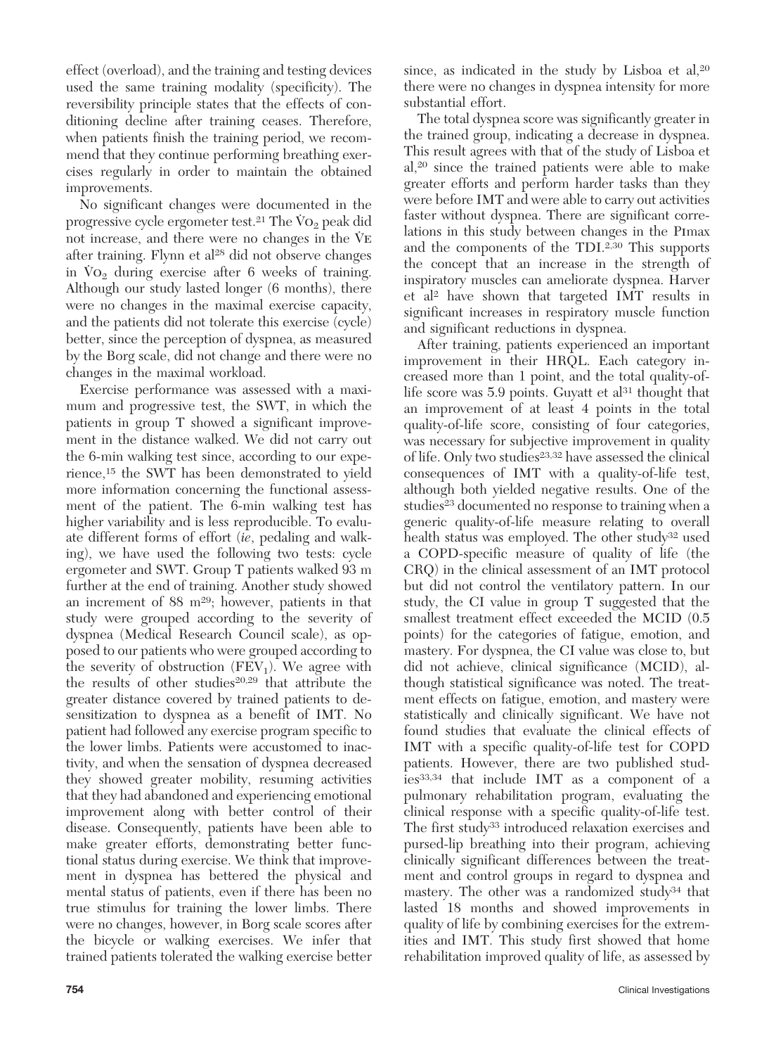effect (overload), and the training and testing devices used the same training modality (specificity). The reversibility principle states that the effects of conditioning decline after training ceases. Therefore, when patients finish the training period, we recommend that they continue performing breathing exercises regularly in order to maintain the obtained improvements.

No significant changes were documented in the progressive cycle ergometer test.[21] The $\dot{V}O_2$ peak did not increase, and there were no changes in the $\dot{V}E$ after training. Flynn et al[28] did not observe changes in $\dot{V}O_2$ during exercise after 6 weeks of training. Although our study lasted longer (6 months), there were no changes in the maximal exercise capacity, and the patients did not tolerate this exercise (cycle) better, since the perception of dyspnea, as measured by the Borg scale, did not change and there were no changes in the maximal workload.

Exercise performance was assessed with a maximum and progressive test, the SWT, in which the patients in group T showed a significant improvement in the distance walked. We did not carry out the 6-min walking test since, according to our experience,[15] the SWT has been demonstrated to yield more information concerning the functional assessment of the patient. The 6-min walking test has higher variability and is less reproducible. To evaluate different forms of effort (*ie*, pedaling and walking), we have used the following two tests: cycle ergometer and SWT. Group T patients walked 93 m further at the end of training. Another study showed an increment of 88 m[29]; however, patients in that study were grouped according to the severity of dyspnea (Medical Research Council scale), as opposed to our patients who were grouped according to the severity of obstruction ($FEV_1$). We agree with the results of other studies[20,29] that attribute the greater distance covered by trained patients to desensitization to dyspnea as a benefit of IMT. No patient had followed any exercise program specific to the lower limbs. Patients were accustomed to inactivity, and when the sensation of dyspnea decreased they showed greater mobility, resuming activities that they had abandoned and experiencing emotional improvement along with better control of their disease. Consequently, patients have been able to make greater efforts, demonstrating better functional status during exercise. We think that improvement in dyspnea has bettered the physical and mental status of patients, even if there has been no true stimulus for training the lower limbs. There were no changes, however, in Borg scale scores after the bicycle or walking exercises. We infer that trained patients tolerated the walking exercise better since, as indicated in the study by Lisboa et al,[20] there were no changes in dyspnea intensity for more substantial effort.

The total dyspnea score was significantly greater in the trained group, indicating a decrease in dyspnea. This result agrees with that of the study of Lisboa et al,[20] since the trained patients were able to make greater efforts and perform harder tasks than they were before IMT and were able to carry out activities faster without dyspnea. There are significant correlations in this study between changes in the $P_{Imax}$ and the components of the TDI.[2,30] This supports the concept that an increase in the strength of inspiratory muscles can ameliorate dyspnea. Harver et al[2] have shown that targeted IMT results in significant increases in respiratory muscle function and significant reductions in dyspnea.

After training, patients experienced an important improvement in their HRQL. Each category increased more than 1 point, and the total quality-of-life score was 5.9 points. Guyatt et al[31] thought that an improvement of at least 4 points in the total quality-of-life score, consisting of four categories, was necessary for subjective improvement in quality of life. Only two studies[23,32] have assessed the clinical consequences of IMT with a quality-of-life test, although both yielded negative results. One of the studies[23] documented no response to training when a generic quality-of-life measure relating to overall health status was employed. The other study[32] used a COPD-specific measure of quality of life (the CRQ) in the clinical assessment of an IMT protocol but did not control the ventilatory pattern. In our study, the CI value in group T suggested that the smallest treatment effect exceeded the MCID (0.5 points) for the categories of fatigue, emotion, and mastery. For dyspnea, the CI value was close to, but did not achieve, clinical significance (MCID), although statistical significance was noted. The treatment effects on fatigue, emotion, and mastery were statistically and clinically significant. We have not found studies that evaluate the clinical effects of IMT with a specific quality-of-life test for COPD patients. However, there are two published studies[33,34] that include IMT as a component of a pulmonary rehabilitation program, evaluating the clinical response with a specific quality-of-life test. The first study[33] introduced relaxation exercises and pursed-lip breathing into their program, achieving clinically significant differences between the treatment and control groups in regard to dyspnea and mastery. The other was a randomized study[34] that lasted 18 months and showed improvements in quality of life by combining exercises for the extremities and IMT. This study first showed that home rehabilitation improved quality of life, as assessed by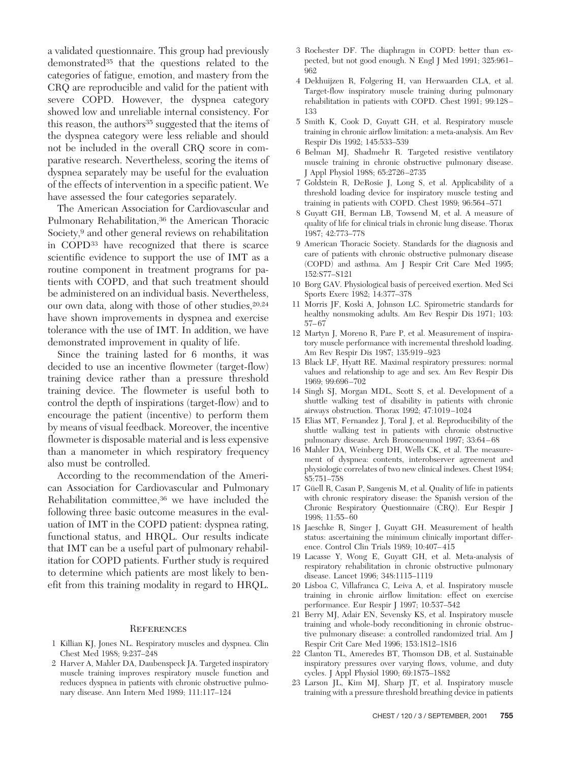a validated questionnaire. This group had previously demonstrated[35] that the questions related to the categories of fatigue, emotion, and mastery from the CRQ are reproducible and valid for the patient with severe COPD. However, the dyspnea category showed low and unreliable internal consistency. For this reason, the authors[35] suggested that the items of the dyspnea category were less reliable and should not be included in the overall CRQ score in comparative research. Nevertheless, scoring the items of dyspnea separately may be useful for the evaluation of the effects of intervention in a specific patient. We have assessed the four categories separately.

The American Association for Cardiovascular and Pulmonary Rehabilitation,[36] the American Thoracic Society,[9] and other general reviews on rehabilitation in COPD[33] have recognized that there is scarce scientific evidence to support the use of IMT as a routine component in treatment programs for patients with COPD, and that such treatment should be administered on an individual basis. Nevertheless, our own data, along with those of other studies,[20,24] have shown improvements in dyspnea and exercise tolerance with the use of IMT. In addition, we have demonstrated improvement in quality of life.

Since the training lasted for 6 months, it was decided to use an incentive flowmeter (target-flow) training device rather than a pressure threshold training device. The flowmeter is useful both to control the depth of inspirations (target-flow) and to encourage the patient (incentive) to perform them by means of visual feedback. Moreover, the incentive flowmeter is disposable material and is less expensive than a manometer in which respiratory frequency also must be controlled.

According to the recommendation of the American Association for Cardiovascular and Pulmonary Rehabilitation committee,[36] we have included the following three basic outcome measures in the evaluation of IMT in the COPD patient: dyspnea rating, functional status, and HRQL. Our results indicate that IMT can be a useful part of pulmonary rehabilitation for COPD patients. Further study is required to determine which patients are most likely to benefit from this training modality in regard to HRQL.

## References

1. Killian KJ, Jones NL. Respiratory muscles and dyspnea. Clin Chest Med 1988; 9:237–248
2. Harver A, Mahler DA, Daubenspeck JA. Targeted inspiratory muscle training improves respiratory muscle function and reduces dyspnea in patients with chronic obstructive pulmonary disease. Ann Intern Med 1989; 111:117–124
3. Rochester DF. The diaphragm in COPD: better than expected, but not good enough. N Engl J Med 1991; 325:961–962
4. Dekhuijzen R, Folgering H, van Herwaarden CLA, et al. Target-flow inspiratory muscle training during pulmonary rehabilitation in patients with COPD. Chest 1991; 99:128–133
5. Smith K, Cook D, Guyatt GH, et al. Respiratory muscle training in chronic airflow limitation: a meta-analysis. Am Rev Respir Dis 1992; 145:533–539
6. Belman MJ, Shadmehr R. Targeted resistive ventilatory muscle training in chronic obstructive pulmonary disease. J Appl Physiol 1988; 65:2726–2735
7. Goldstein R, DeRosie J, Long S, et al. Applicability of a threshold loading device for inspiratory muscle testing and training in patients with COPD. Chest 1989; 96:564–571
8. Guyatt GH, Berman LB, Towsend M, et al. A measure of quality of life for clinical trials in chronic lung disease. Thorax 1987; 42:773–778
9. American Thoracic Society. Standards for the diagnosis and care of patients with chronic obstructive pulmonary disease (COPD) and asthma. Am J Respir Crit Care Med 1995; 152:S77–S121
10. Borg GAV. Physiological basis of perceived exertion. Med Sci Sports Exerc 1982; 14:377–378
11. Morris JF, Koski A, Johnson LC. Spirometric standards for healthy nonsmoking adults. Am Rev Respir Dis 1971; 103: 57–67
12. Martyn J, Moreno R, Pare P, et al. Measurement of inspiratory muscle performance with incremental threshold loading. Am Rev Respir Dis 1987; 135:919–923
13. Black LF, Hyatt RE. Maximal respiratory pressures: normal values and relationship to age and sex. Am Rev Respir Dis 1969; 99:696–702
14. Singh SJ, Morgan MDL, Scott S, et al. Development of a shuttle walking test of disability in patients with chronic airways obstruction. Thorax 1992; 47:1019–1024
15. Elias MT, Fernandez J, Toral J, et al. Reproducibility of the shuttle walking test in patients with chronic obstructive pulmonary disease. Arch Bronconeumol 1997; 33:64–68
16. Mahler DA, Weinberg DH, Wells CK, et al. The measurement of dyspnea: contents, interobserver agreement and physiologic correlates of two new clinical indexes. Chest 1984; 85:751–758
17. Güell R, Casan P, Sangenis M, et al. Quality of life in patients with chronic respiratory disease: the Spanish version of the Chronic Respiratory Questionnaire (CRQ). Eur Respir J 1998; 11:55–60
18. Jaeschke R, Singer J, Guyatt GH. Measurement of health status: ascertaining the minimum clinically important difference. Control Clin Trials 1989; 10:407–415
19. Lacasse Y, Wong E, Guyatt GH, et al. Meta-analysis of respiratory rehabilitation in chronic obstructive pulmonary disease. Lancet 1996; 348:1115–1119
20. Lisboa C, Villafranca C, Leiva A, et al. Inspiratory muscle training in chronic airflow limitation: effect on exercise performance. Eur Respir J 1997; 10:537–542
21. Berry MJ, Adair EN, Sevensky KS, et al. Inspiratory muscle training and whole-body reconditioning in chronic obstructive pulmonary disease: a controlled randomized trial. Am J Respir Crit Care Med 1996; 153:1812–1816
22. Clanton TL, Ameredes BT, Thomson DB, et al. Sustainable inspiratory pressures over varying flows, volume, and duty cycles. J Appl Physiol 1990; 69:1875–1882
23. Larson JL, Kim MJ, Sharp JT, et al. Inspiratory muscle training with a pressure threshold breathing device in patients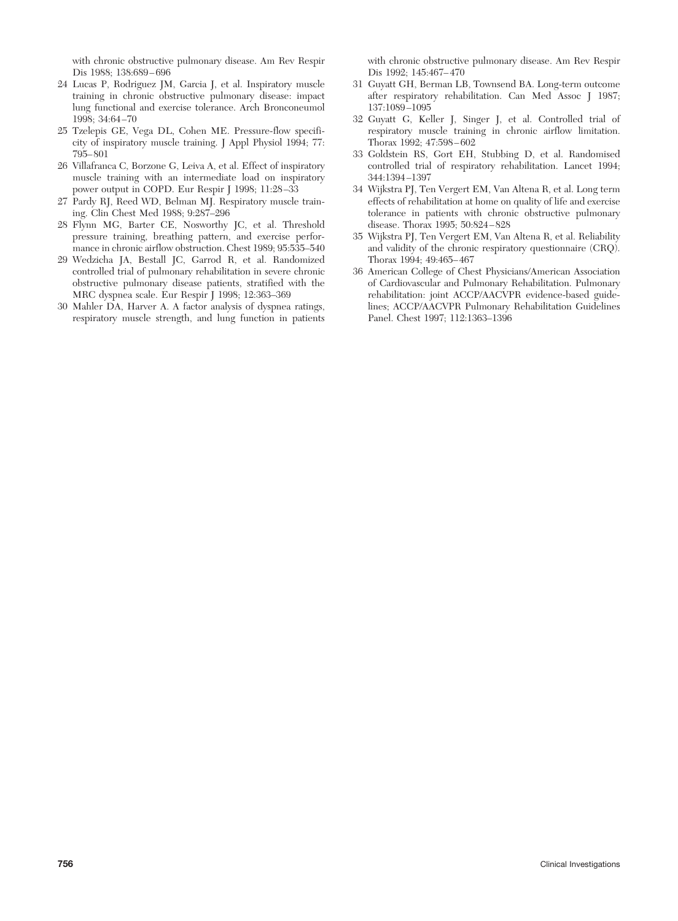with chronic obstructive pulmonary disease. Am Rev Respir Dis 1988; 138:689–696

24 Lucas P, Rodriguez JM, Garcia J, et al. Inspiratory muscle training in chronic obstructive pulmonary disease: impact lung functional and exercise tolerance. Arch Bronconeumol 1998; 34:64–70

25 Tzelepis GE, Vega DL, Cohen ME. Pressure-flow specificity of inspiratory muscle training. J Appl Physiol 1994; 77: 795–801

26 Villafranca C, Borzone G, Leiva A, et al. Effect of inspiratory muscle training with an intermediate load on inspiratory power output in COPD. Eur Respir J 1998; 11:28–33

27 Pardy RJ, Reed WD, Belman MJ. Respiratory muscle training. Clin Chest Med 1988; 9:287–296

28 Flynn MG, Barter CE, Nosworthy JC, et al. Threshold pressure training, breathing pattern, and exercise performance in chronic airflow obstruction. Chest 1989; 95:535–540

29 Wedzicha JA, Bestall JC, Garrod R, et al. Randomized controlled trial of pulmonary rehabilitation in severe chronic obstructive pulmonary disease patients, stratified with the MRC dyspnea scale. Eur Respir J 1998; 12:363–369

30 Mahler DA, Harver A. A factor analysis of dyspnea ratings, respiratory muscle strength, and lung function in patients with chronic obstructive pulmonary disease. Am Rev Respir Dis 1992; 145:467–470

31 Guyatt GH, Berman LB, Townsend BA. Long-term outcome after respiratory rehabilitation. Can Med Assoc J 1987; 137:1089–1095

32 Guyatt G, Keller J, Singer J, et al. Controlled trial of respiratory muscle training in chronic airflow limitation. Thorax 1992; 47:598–602

33 Goldstein RS, Gort EH, Stubbing D, et al. Randomised controlled trial of respiratory rehabilitation. Lancet 1994; 344:1394–1397

34 Wijkstra PJ, Ten Vergert EM, Van Altena R, et al. Long term effects of rehabilitation at home on quality of life and exercise tolerance in patients with chronic obstructive pulmonary disease. Thorax 1995; 50:824–828

35 Wijkstra PJ, Ten Vergert EM, Van Altena R, et al. Reliability and validity of the chronic respiratory questionnaire (CRQ). Thorax 1994; 49:465–467

36 American College of Chest Physicians/American Association of Cardiovascular and Pulmonary Rehabilitation. Pulmonary rehabilitation: joint ACCP/AACVPR evidence-based guidelines; ACCP/AACVPR Pulmonary Rehabilitation Guidelines Panel. Chest 1997; 112:1363–1396